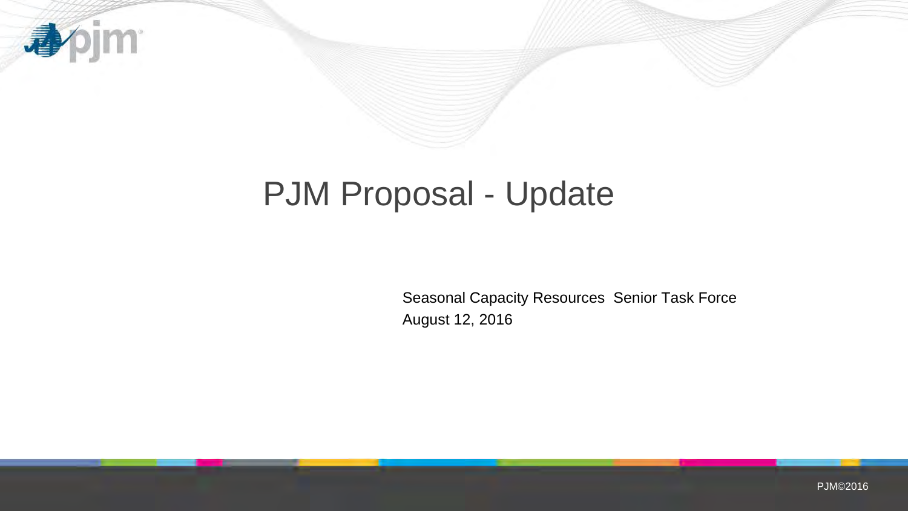# PJM Proposal - Update

Seasonal Capacity Resources Senior Task Force

August 12, 2016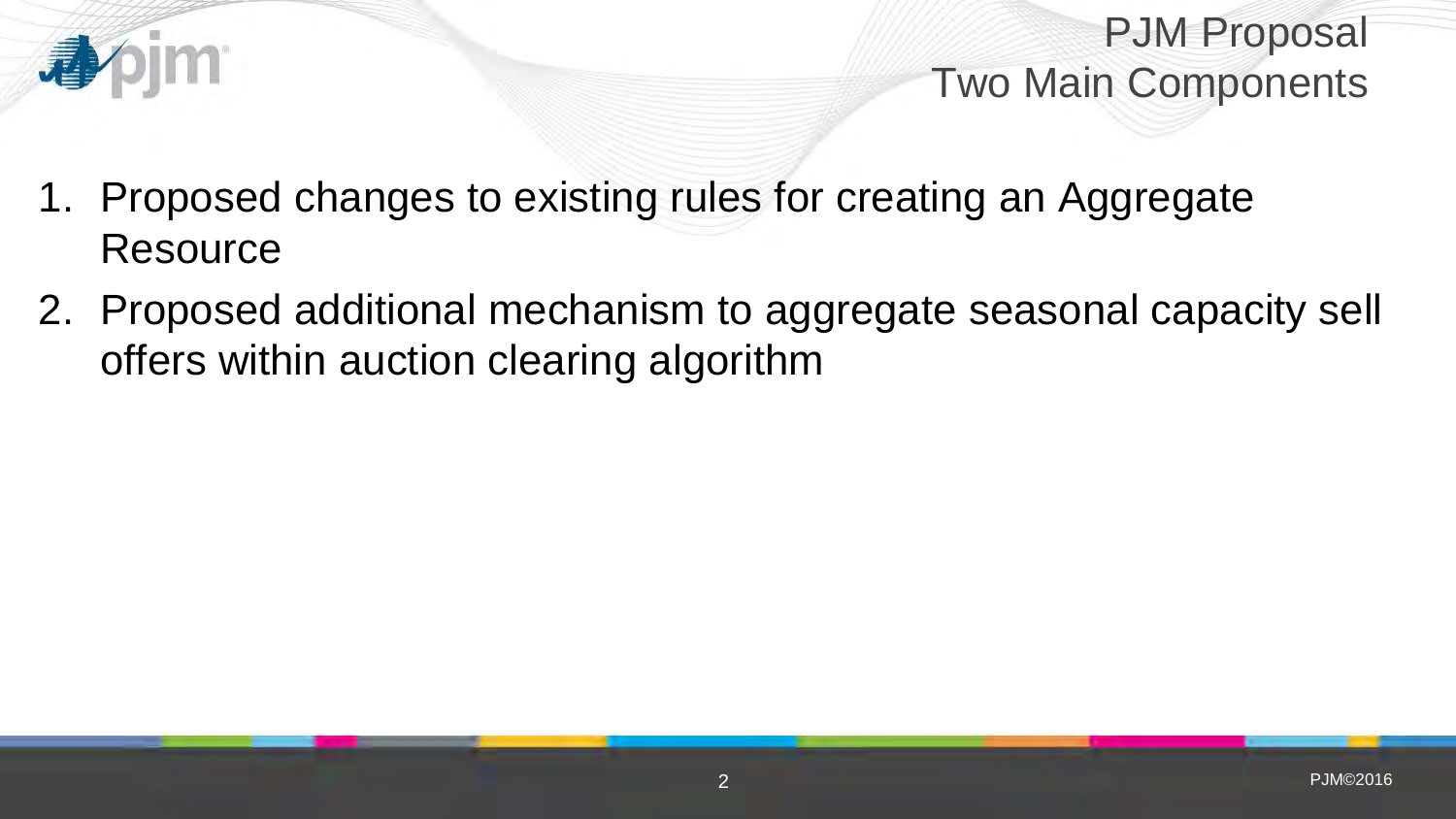# PJM Proposal
## Two Main Components

1. Proposed changes to existing rules for creating an Aggregate Resource
2. Proposed additional mechanism to aggregate seasonal capacity sell offers within auction clearing algorithm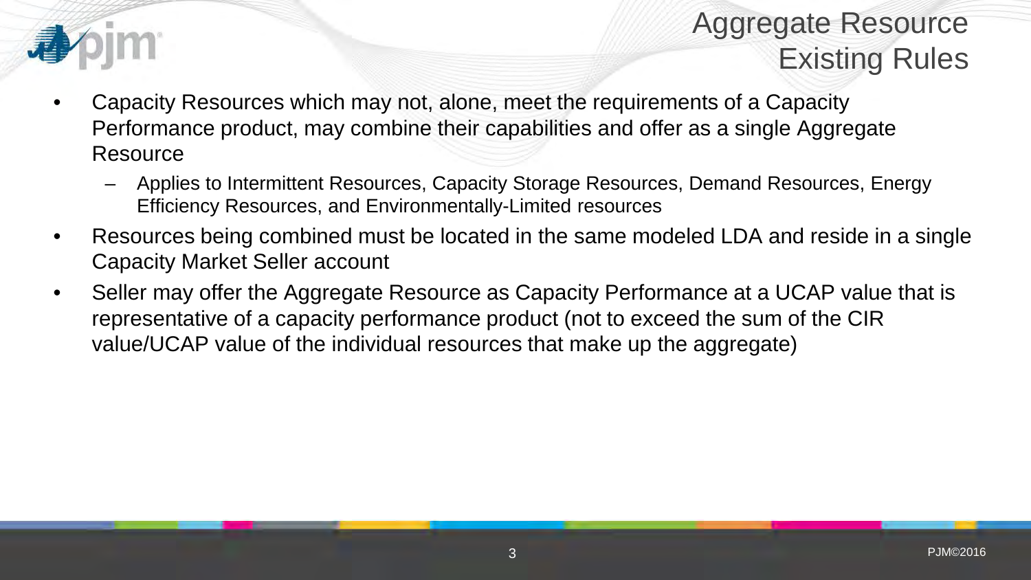# Aggregate Resource Existing Rules

- Capacity Resources which may not, alone, meet the requirements of a Capacity Performance product, may combine their capabilities and offer as a single Aggregate Resource
  - Applies to Intermittent Resources, Capacity Storage Resources, Demand Resources, Energy Efficiency Resources, and Environmentally-Limited resources
- Resources being combined must be located in the same modeled LDA and reside in a single Capacity Market Seller account
- Seller may offer the Aggregate Resource as Capacity Performance at a UCAP value that is representative of a capacity performance product (not to exceed the sum of the CIR value/UCAP value of the individual resources that make up the aggregate)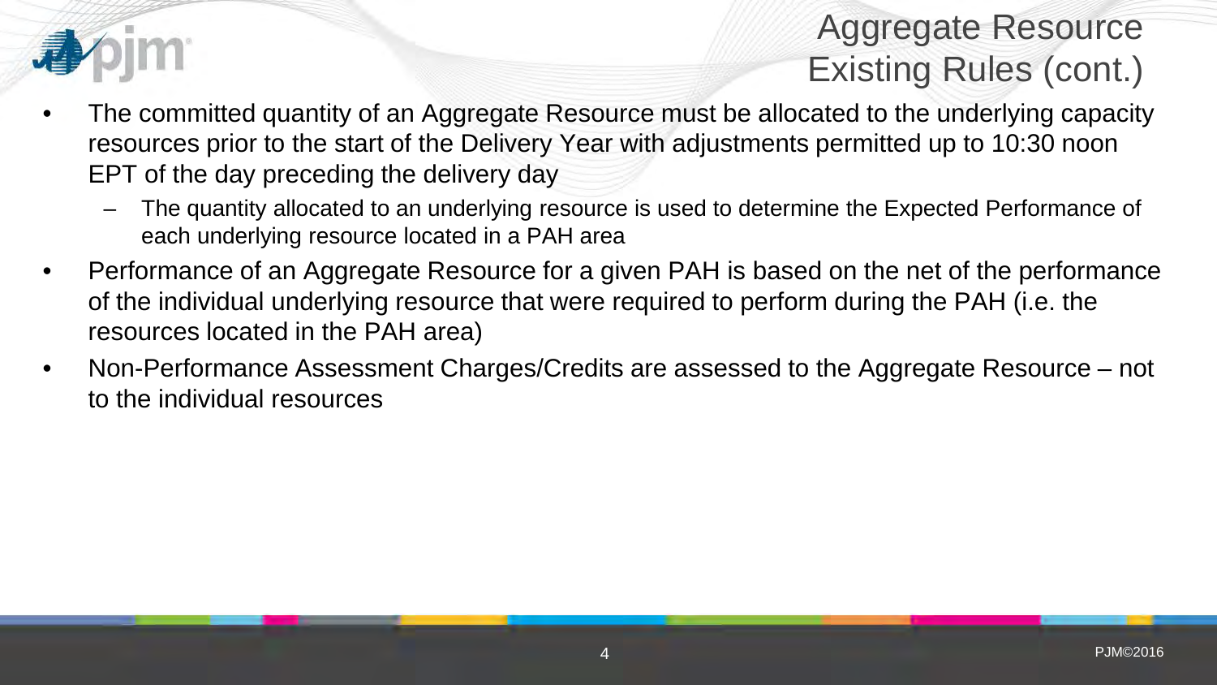# Aggregate Resource Existing Rules (cont.)

- The committed quantity of an Aggregate Resource must be allocated to the underlying capacity resources prior to the start of the Delivery Year with adjustments permitted up to 10:30 noon EPT of the day preceding the delivery day
  - The quantity allocated to an underlying resource is used to determine the Expected Performance of each underlying resource located in a PAH area
- Performance of an Aggregate Resource for a given PAH is based on the net of the performance of the individual underlying resource that were required to perform during the PAH (i.e. the resources located in the PAH area)
- Non-Performance Assessment Charges/Credits are assessed to the Aggregate Resource – not to the individual resources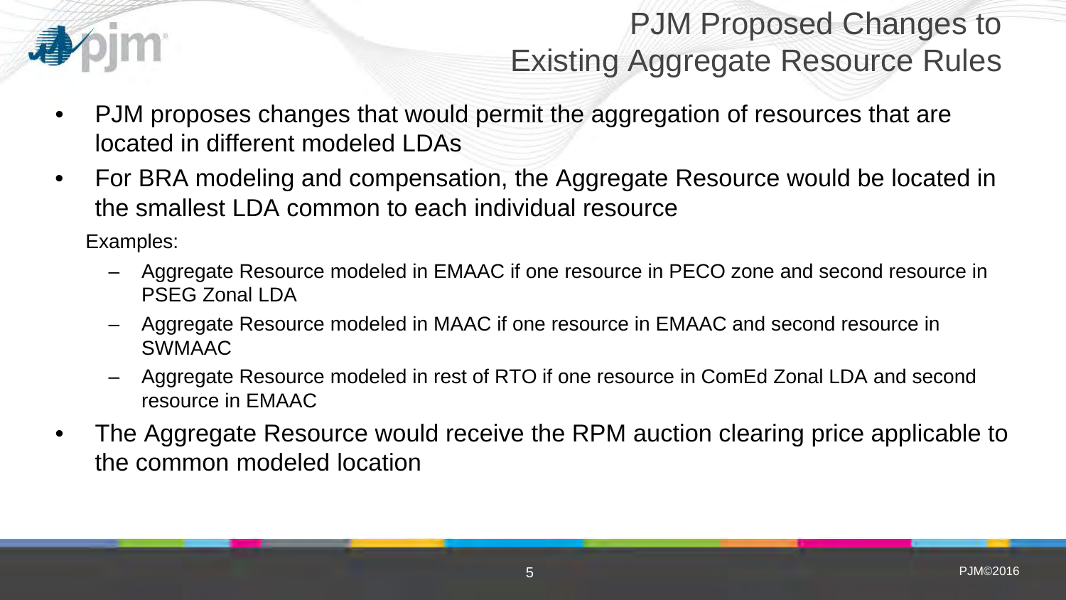# PJM Proposed Changes to Existing Aggregate Resource Rules

- PJM proposes changes that would permit the aggregation of resources that are located in different modeled LDAs
- For BRA modeling and compensation, the Aggregate Resource would be located in the smallest LDA common to each individual resource

  Examples:

  - Aggregate Resource modeled in EMAAC if one resource in PECO zone and second resource in PSEG Zonal LDA
  - Aggregate Resource modeled in MAAC if one resource in EMAAC and second resource in SWMAAC
  - Aggregate Resource modeled in rest of RTO if one resource in ComEd Zonal LDA and second resource in EMAAC
- The Aggregate Resource would receive the RPM auction clearing price applicable to the common modeled location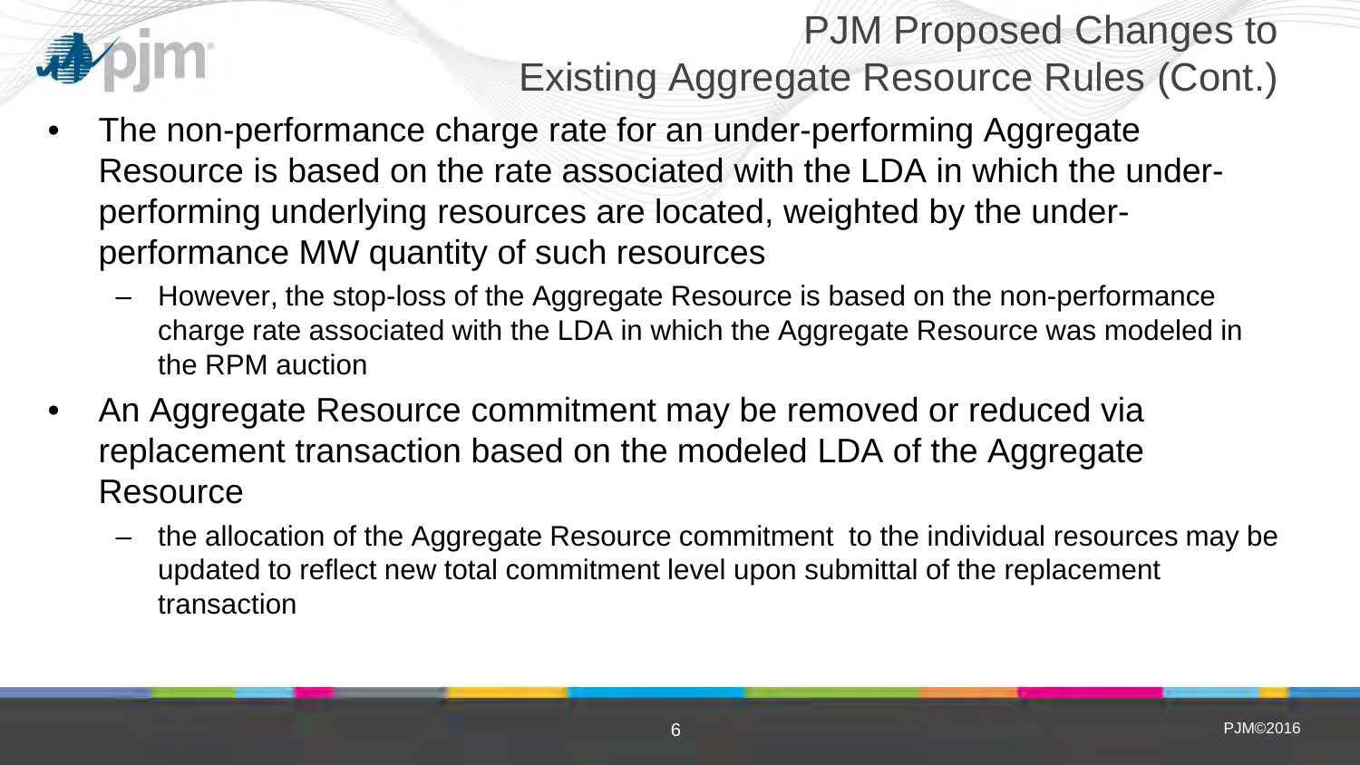# PJM Proposed Changes to Existing Aggregate Resource Rules (Cont.)

- The non-performance charge rate for an under-performing Aggregate Resource is based on the rate associated with the LDA in which the under-performing underlying resources are located, weighted by the under-performance MW quantity of such resources
  - However, the stop-loss of the Aggregate Resource is based on the non-performance charge rate associated with the LDA in which the Aggregate Resource was modeled in the RPM auction
- An Aggregate Resource commitment may be removed or reduced via replacement transaction based on the modeled LDA of the Aggregate Resource
  - the allocation of the Aggregate Resource commitment to the individual resources may be updated to reflect new total commitment level upon submittal of the replacement transaction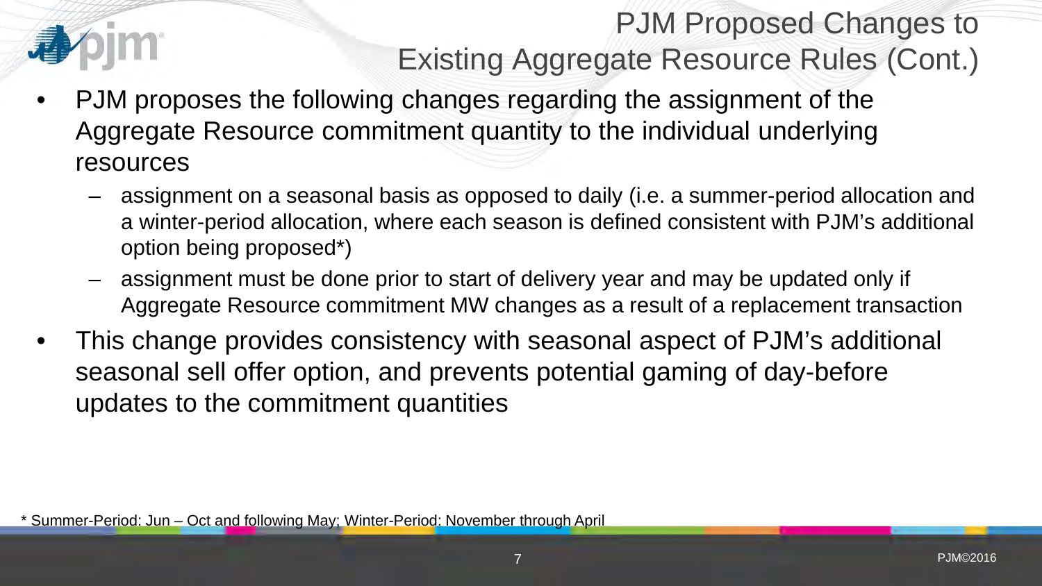# PJM Proposed Changes to Existing Aggregate Resource Rules (Cont.)

- PJM proposes the following changes regarding the assignment of the Aggregate Resource commitment quantity to the individual underlying resources
  - assignment on a seasonal basis as opposed to daily (i.e. a summer-period allocation and a winter-period allocation, where each season is defined consistent with PJM's additional option being proposed*)
  - assignment must be done prior to start of delivery year and may be updated only if Aggregate Resource commitment MW changes as a result of a replacement transaction
- This change provides consistency with seasonal aspect of PJM's additional seasonal sell offer option, and prevents potential gaming of day-before updates to the commitment quantities

* Summer-Period: Jun – Oct and following May; Winter-Period: November through April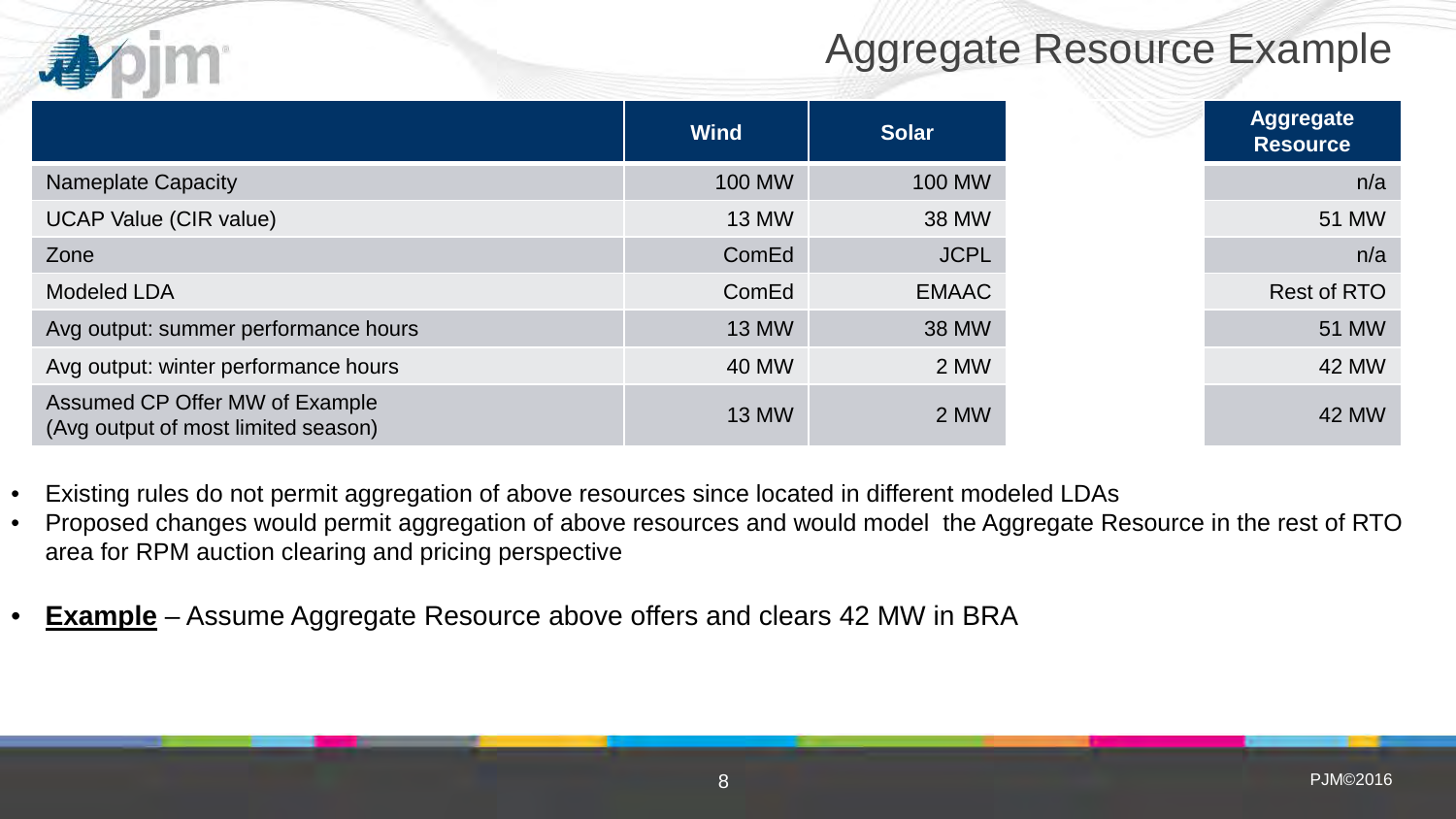# Aggregate Resource Example

| | Wind | Solar | Aggregate Resource |
|---|---|---|---|
| Nameplate Capacity | 100 MW | 100 MW | n/a |
| UCAP Value (CIR value) | 13 MW | 38 MW | 51 MW |
| Zone | ComEd | JCPL | n/a |
| Modeled LDA | ComEd | EMAAC | Rest of RTO |
| Avg output: summer performance hours | 13 MW | 38 MW | 51 MW |
| Avg output: winter performance hours | 40 MW | 2 MW | 42 MW |
| Assumed CP Offer MW of Example (Avg output of most limited season) | 13 MW | 2 MW | 42 MW |

- Existing rules do not permit aggregation of above resources since located in different modeled LDAs
- Proposed changes would permit aggregation of above resources and would model the Aggregate Resource in the rest of RTO area for RPM auction clearing and pricing perspective
- **Example** – Assume Aggregate Resource above offers and clears 42 MW in BRA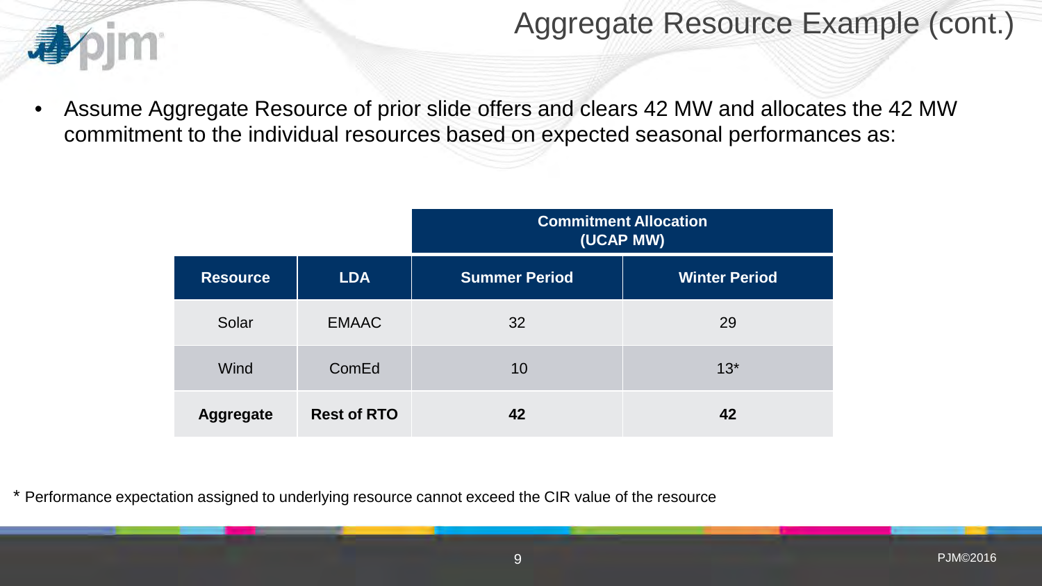# Aggregate Resource Example (cont.)

- Assume Aggregate Resource of prior slide offers and clears 42 MW and allocates the 42 MW commitment to the individual resources based on expected seasonal performances as:

| | | Commitment Allocation (UCAP MW) | |
|---|---|---|---|
| **Resource** | **LDA** | **Summer Period** | **Winter Period** |
| Solar | EMAAC | 32 | 29 |
| Wind | ComEd | 10 | 13* |
| **Aggregate** | **Rest of RTO** | **42** | **42** |

* Performance expectation assigned to underlying resource cannot exceed the CIR value of the resource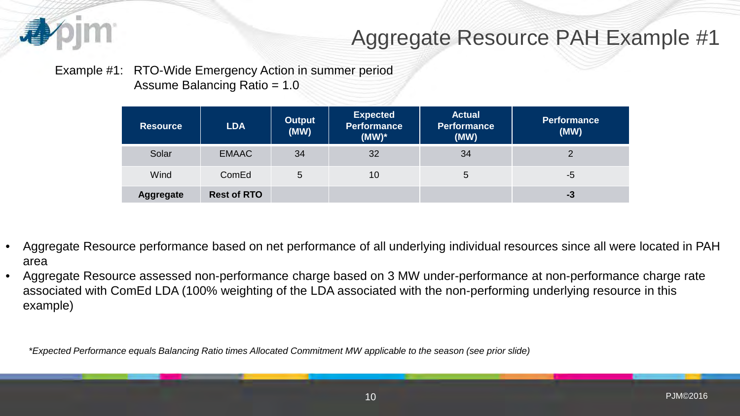# Aggregate Resource PAH Example #1

Example #1: RTO-Wide Emergency Action in summer period
Assume Balancing Ratio = 1.0

| Resource | LDA | Output (MW) | Expected Performance (MW)* | Actual Performance (MW) | Performance (MW) |
|---|---|---|---|---|---|
| Solar | EMAAC | 34 | 32 | 34 | 2 |
| Wind | ComEd | 5 | 10 | 5 | -5 |
| **Aggregate** | **Rest of RTO** | | | | **-3** |

- Aggregate Resource performance based on net performance of all underlying individual resources since all were located in PAH area
- Aggregate Resource assessed non-performance charge based on 3 MW under-performance at non-performance charge rate associated with ComEd LDA (100% weighting of the LDA associated with the non-performing underlying resource in this example)

*\*Expected Performance equals Balancing Ratio times Allocated Commitment MW applicable to the season (see prior slide)*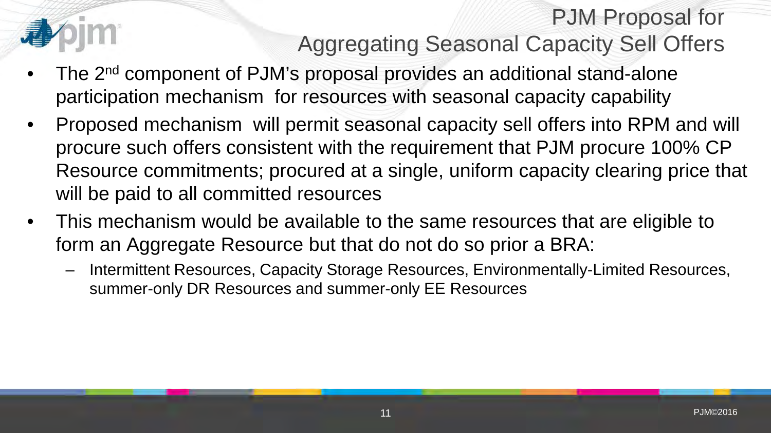# PJM Proposal for Aggregating Seasonal Capacity Sell Offers

- The 2nd component of PJM's proposal provides an additional stand-alone participation mechanism for resources with seasonal capacity capability
- Proposed mechanism will permit seasonal capacity sell offers into RPM and will procure such offers consistent with the requirement that PJM procure 100% CP Resource commitments; procured at a single, uniform capacity clearing price that will be paid to all committed resources
- This mechanism would be available to the same resources that are eligible to form an Aggregate Resource but that do not do so prior a BRA:
  - Intermittent Resources, Capacity Storage Resources, Environmentally-Limited Resources, summer-only DR Resources and summer-only EE Resources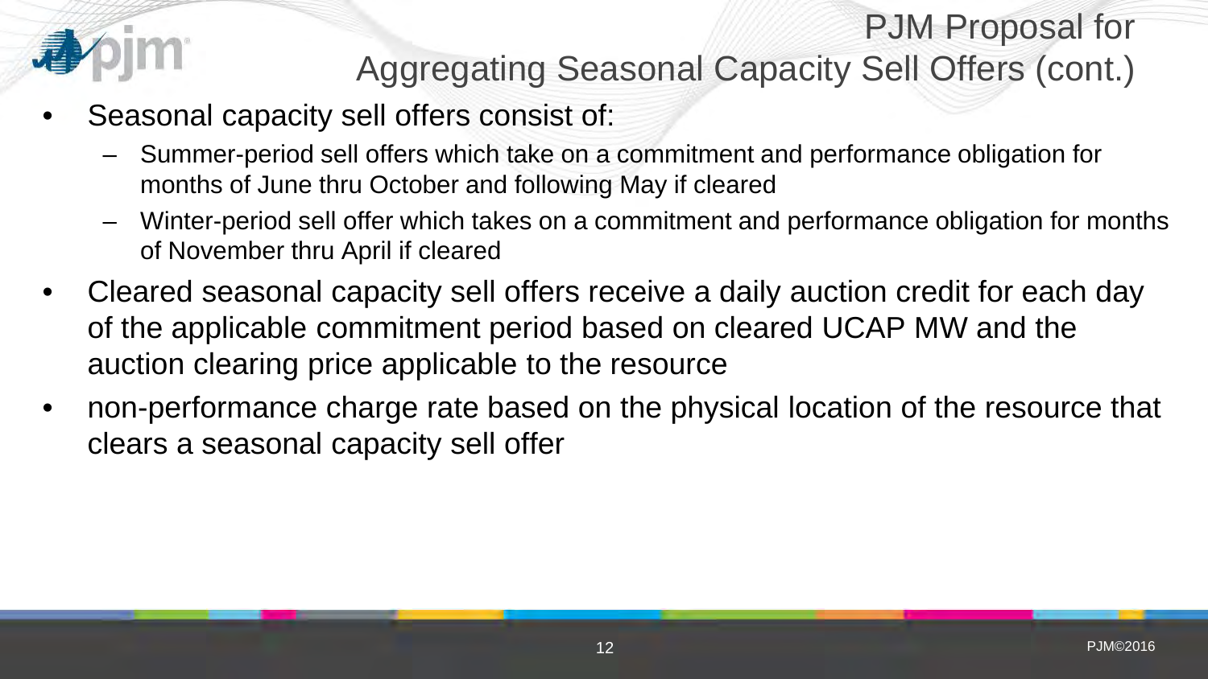# PJM Proposal for Aggregating Seasonal Capacity Sell Offers (cont.)

- Seasonal capacity sell offers consist of:
  - Summer-period sell offers which take on a commitment and performance obligation for months of June thru October and following May if cleared
  - Winter-period sell offer which takes on a commitment and performance obligation for months of November thru April if cleared
- Cleared seasonal capacity sell offers receive a daily auction credit for each day of the applicable commitment period based on cleared UCAP MW and the auction clearing price applicable to the resource
- non-performance charge rate based on the physical location of the resource that clears a seasonal capacity sell offer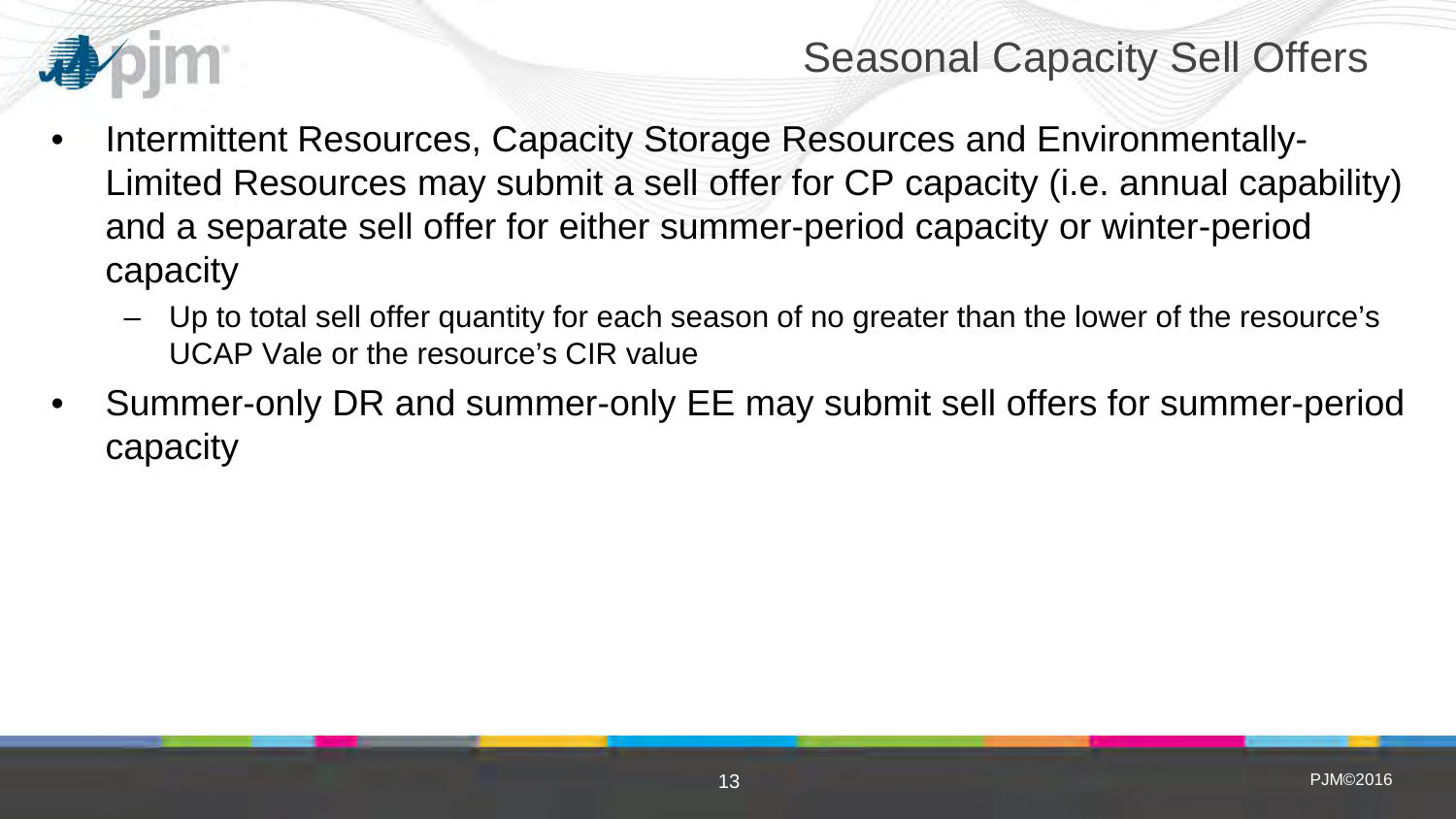# Seasonal Capacity Sell Offers

- Intermittent Resources, Capacity Storage Resources and Environmentally-Limited Resources may submit a sell offer for CP capacity (i.e. annual capability) and a separate sell offer for either summer-period capacity or winter-period capacity
  - Up to total sell offer quantity for each season of no greater than the lower of the resource's UCAP Vale or the resource's CIR value
- Summer-only DR and summer-only EE may submit sell offers for summer-period capacity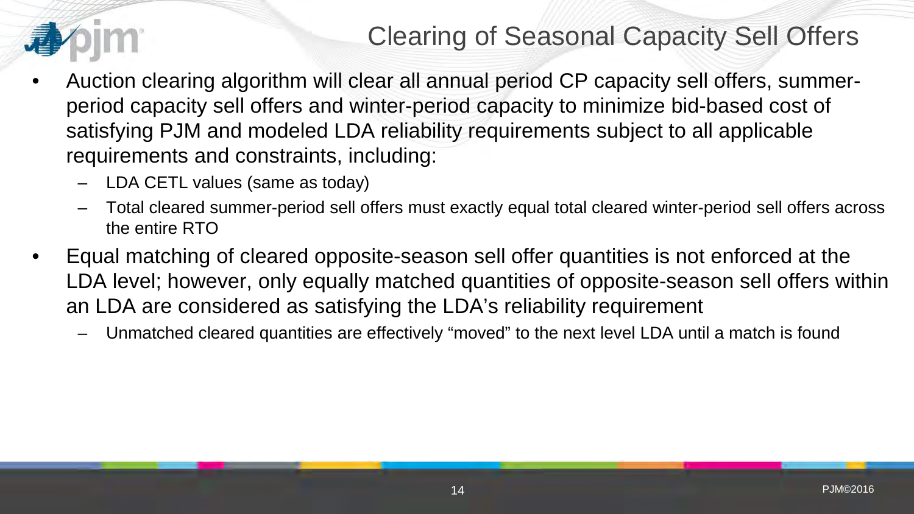# Clearing of Seasonal Capacity Sell Offers

- Auction clearing algorithm will clear all annual period CP capacity sell offers, summer-period capacity sell offers and winter-period capacity to minimize bid-based cost of satisfying PJM and modeled LDA reliability requirements subject to all applicable requirements and constraints, including:
  - LDA CETL values (same as today)
  - Total cleared summer-period sell offers must exactly equal total cleared winter-period sell offers across the entire RTO
- Equal matching of cleared opposite-season sell offer quantities is not enforced at the LDA level; however, only equally matched quantities of opposite-season sell offers within an LDA are considered as satisfying the LDA's reliability requirement
  - Unmatched cleared quantities are effectively "moved" to the next level LDA until a match is found